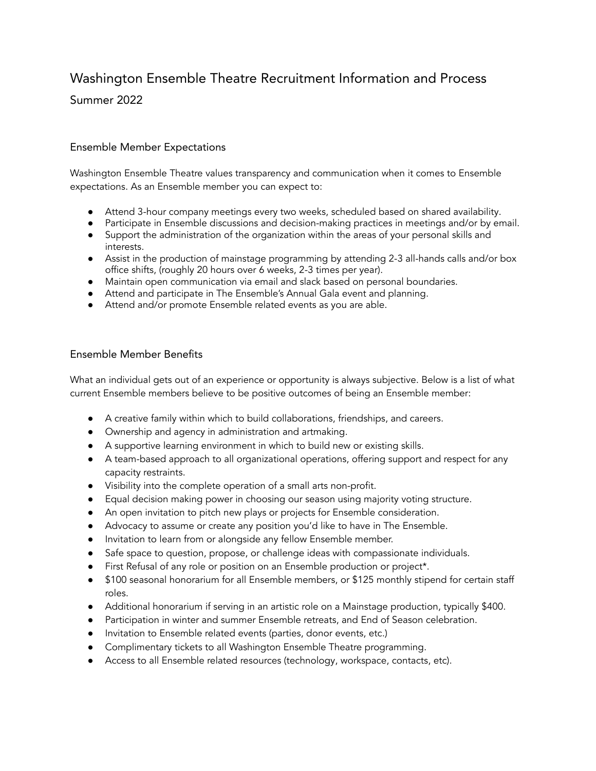# Washington Ensemble Theatre Recruitment Information and Process

Summer 2022

## Ensemble Member Expectations

Washington Ensemble Theatre values transparency and communication when it comes to Ensemble expectations. As an Ensemble member you can expect to:

- Attend 3-hour company meetings every two weeks, scheduled based on shared availability.
- Participate in Ensemble discussions and decision-making practices in meetings and/or by email.
- Support the administration of the organization within the areas of your personal skills and interests.
- Assist in the production of mainstage programming by attending 2-3 all-hands calls and/or box office shifts, (roughly 20 hours over 6 weeks, 2-3 times per year).
- Maintain open communication via email and slack based on personal boundaries.
- Attend and participate in The Ensemble's Annual Gala event and planning.
- Attend and/or promote Ensemble related events as you are able.

## Ensemble Member Benefits

What an individual gets out of an experience or opportunity is always subjective. Below is a list of what current Ensemble members believe to be positive outcomes of being an Ensemble member:

- A creative family within which to build collaborations, friendships, and careers.
- Ownership and agency in administration and artmaking.
- A supportive learning environment in which to build new or existing skills.
- A team-based approach to all organizational operations, offering support and respect for any capacity restraints.
- Visibility into the complete operation of a small arts non-profit.
- Equal decision making power in choosing our season using majority voting structure.
- An open invitation to pitch new plays or projects for Ensemble consideration.
- Advocacy to assume or create any position you'd like to have in The Ensemble.
- Invitation to learn from or alongside any fellow Ensemble member.
- Safe space to question, propose, or challenge ideas with compassionate individuals.
- First Refusal of any role or position on an Ensemble production or project*.
- $100 seasonal honorarium for all Ensemble members, or $125 monthly stipend for certain staff roles.
- Additional honorarium if serving in an artistic role on a Mainstage production, typically $400.
- Participation in winter and summer Ensemble retreats, and End of Season celebration.
- Invitation to Ensemble related events (parties, donor events, etc.)
- Complimentary tickets to all Washington Ensemble Theatre programming.
- Access to all Ensemble related resources (technology, workspace, contacts, etc).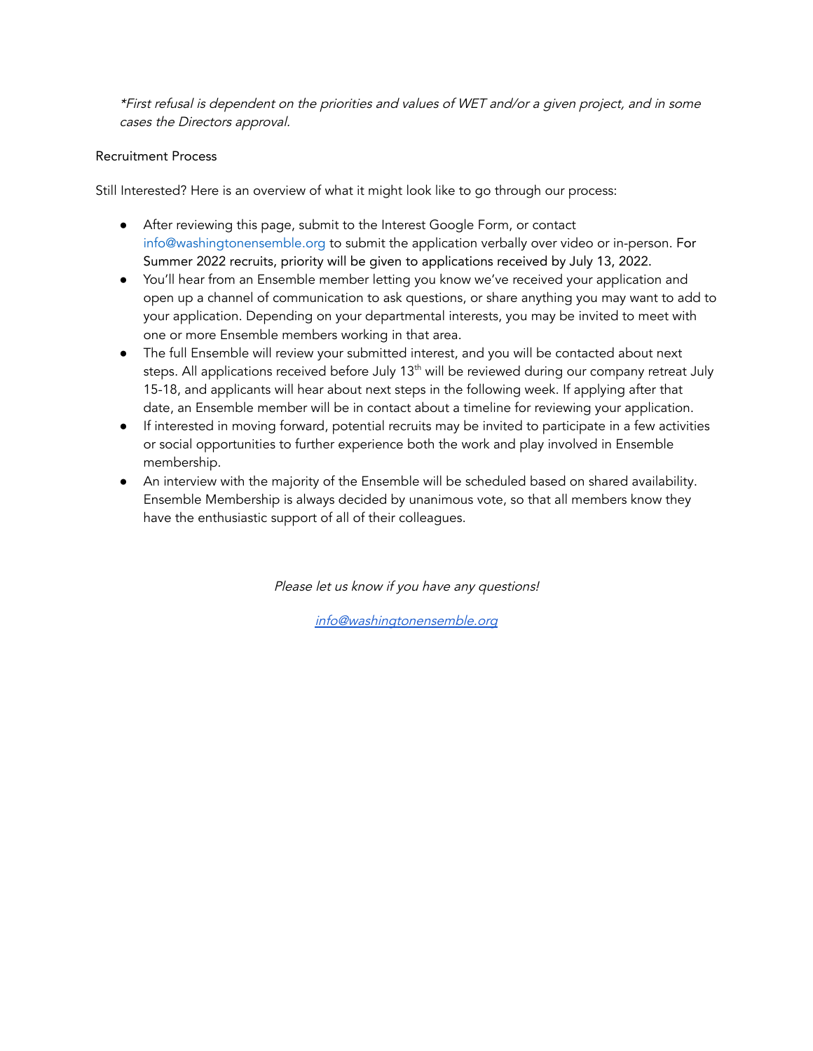*\*First refusal is dependent on the priorities and values of WET and/or a given project, and in some cases the Directors approval.*

Recruitment Process

Still Interested? Here is an overview of what it might look like to go through our process:

- After reviewing this page, submit to the Interest Google Form, or contact info@washingtonensemble.org to submit the application verbally over video or in-person. For Summer 2022 recruits, priority will be given to applications received by July 13, 2022.
- You'll hear from an Ensemble member letting you know we've received your application and open up a channel of communication to ask questions, or share anything you may want to add to your application. Depending on your departmental interests, you may be invited to meet with one or more Ensemble members working in that area.
- The full Ensemble will review your submitted interest, and you will be contacted about next steps. All applications received before July 13th will be reviewed during our company retreat July 15-18, and applicants will hear about next steps in the following week. If applying after that date, an Ensemble member will be in contact about a timeline for reviewing your application.
- If interested in moving forward, potential recruits may be invited to participate in a few activities or social opportunities to further experience both the work and play involved in Ensemble membership.
- An interview with the majority of the Ensemble will be scheduled based on shared availability. Ensemble Membership is always decided by unanimous vote, so that all members know they have the enthusiastic support of all of their colleagues.

*Please let us know if you have any questions!*

*info@washingtonensemble.org*